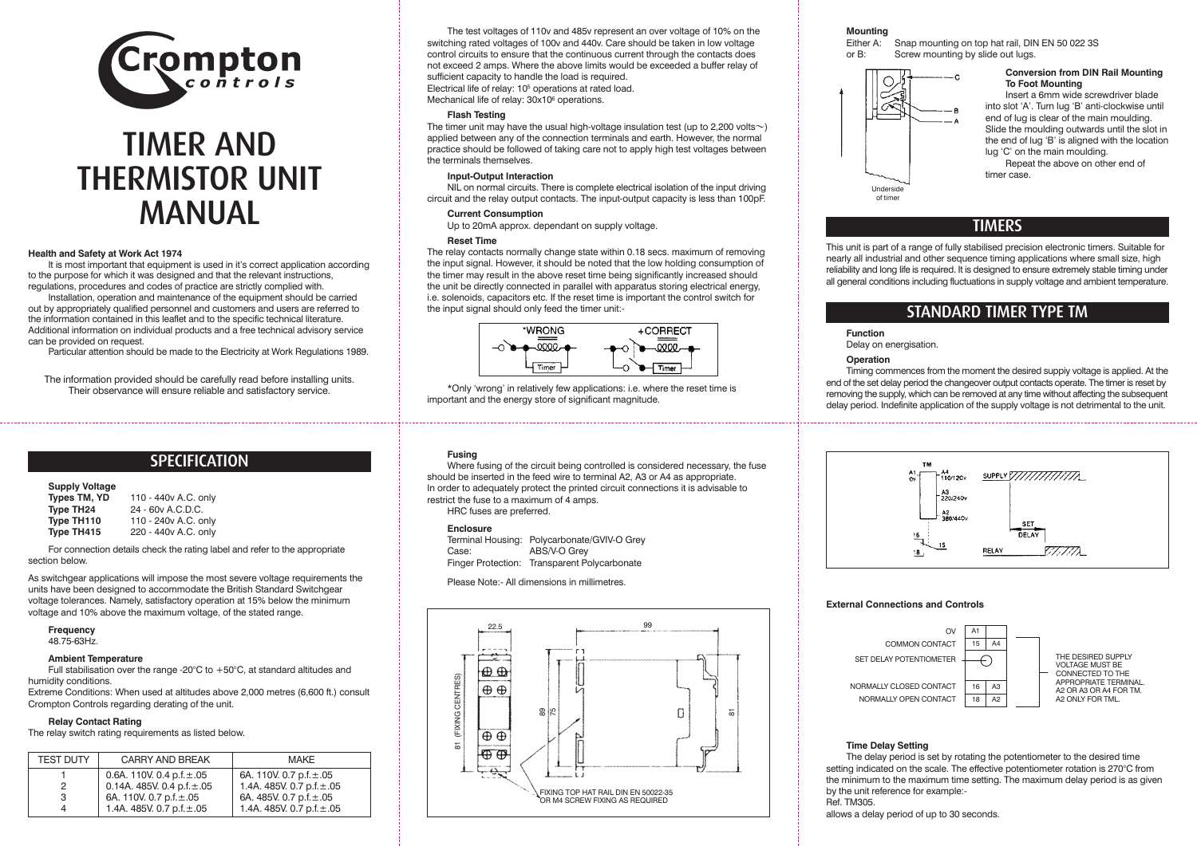# Crompton controls

# TIMER AND THERMISTOR UNIT MANUAL

**Health and Safety at Work Act 1974**

It is most important that equipment is used in it's correct application according to the purpose for which it was designed and that the relevant instructions, regulations, procedures and codes of practice are strictly complied with.

Installation, operation and maintenance of the equipment should be carried out by appropriately qualified personnel and customers and users are referred to the information contained in this leaflet and to the specific technical literature. Additional information on individual products and a free technical advisory service can be provided on request.

Particular attention should be made to the Electricity at Work Regulations 1989.

The information provided should be carefully read before installing units. Their observance will ensure reliable and satisfactory service.

The test voltages of 110v and 485v represent an over voltage of 10% on the switching rated voltages of 100v and 440v. Care should be taken in low voltage control circuits to ensure that the continuous current through the contacts does not exceed 2 amps. Where the above limits would be exceeded a buffer relay of sufficient capacity to handle the load is required.

Electrical life of relay: $10^5$ operations at rated load.

Mechanical life of relay: $30 \times 10^6$ operations.

**Flash Testing**

The timer unit may have the usual high-voltage insulation test (up to 2,200 volts~) applied between any of the connection terminals and earth. However, the normal practice should be followed of taking care not to apply high test voltages between the terminals themselves.

**Input-Output Interaction**

NIL on normal circuits. There is complete electrical isolation of the input driving circuit and the relay output contacts. The input-output capacity is less than 100pF.

**Current Consumption**

Up to 20mA approx. dependant on supply voltage.

**Reset Time**

The relay contacts normally change state within 0.18 secs. maximum of removing the input signal. However, it should be noted that the low holding consumption of the timer may result in the above reset time being significantly increased should the unit be directly connected in parallel with apparatus storing electrical energy, i.e. solenoids, capacitors etc. If the reset time is important the control switch for the input signal should only feed the timer unit:-

*WRONG — +CORRECT

*Only 'wrong' in relatively few applications: i.e. where the reset time is important and the energy store of significant magnitude.

**Mounting**

Either A: Snap mounting on top hat rail, DIN EN 50 022 3S
or B: Screw mounting by slide out lugs.

Underside of timer

**Conversion from DIN Rail Mounting To Foot Mounting**

Insert a 6mm wide screwdriver blade into slot 'A'. Turn lug 'B' anti-clockwise until end of lug is clear of the main moulding. Slide the moulding outwards until the slot in the end of lug 'B' is aligned with the location lug 'C' on the main moulding.

Repeat the above on other end of timer case.

## TIMERS

This unit is part of a range of fully stabilised precision electronic timers. Suitable for nearly all industrial and other sequence timing applications where small size, high reliability and long life is required. It is designed to ensure extremely stable timing under all general conditions including fluctuations in supply voltage and ambient temperature.

## STANDARD TIMER TYPE TM

**Function**

Delay on energisation.

**Operation**

Timing commences from the moment the desired suppiy voltage is applied. At the end of the set delay period the changeover output contacts operate. The timer is reset by removing the supply, which can be removed at any time without affecting the subsequent delay period. Indefinite application of the supply voltage is not detrimental to the unit.

## SPECIFICATION

**Supply Voltage**

| | |
|---|---|
| **Types TM, YD** | 110 - 440v A.C. only |
| **Type TH24** | 24 - 60v A.C.D.C. |
| **Type TH110** | 110 - 240v A.C. only |
| **Type TH415** | 220 - 440v A.C. only |

For connection details check the rating label and refer to the appropriate section below.

As switchgear applications will impose the most severe voltage requirements the units have been designed to accommodate the British Standard Switchgear voltage tolerances. Namely, satisfactory operation at 15% below the minimum voltage and 10% above the maximum voltage, of the stated range.

**Frequency**

48.75-63Hz.

**Ambient Temperature**

Full stabilisation over the range -20°C to +50°C, at standard altitudes and humidity conditions.

Extreme Conditions: When used at altitudes above 2,000 metres (6,600 ft.) consult Crompton Controls regarding derating of the unit.

**Relay Contact Rating**

The relay switch rating requirements as listed below.

| TEST DUTY | CARRY AND BREAK | MAKE |
|---|---|---|
| 1 | 0.6A. 110V. 0.4 p.f.±.05 | 6A. 110V. 0.7 p.f.±.05 |
| 2 | 0.14A. 485V. 0.4 p.f.±.05 | 1.4A. 485V. 0.7 p.f.±.05 |
| 3 | 6A. 110V. 0.7 p.f.±.05 | 6A. 485V. 0.7 p.f.±.05 |
| 4 | 1.4A. 485V. 0.7 p.f.±.05 | 1.4A. 485V. 0.7 p.f.±.05 |

**Fusing**

Where fusing of the circuit being controlled is considered necessary, the fuse should be inserted in the feed wire to terminal A2, A3 or A4 as appropriate. In order to adequately protect the printed circuit connections it is advisable to restrict the fuse to a maximum of 4 amps.

HRC fuses are preferred.

**Enclosure**

Terminal Housing: Polycarbonate/GVIV-O Grey
Case: ABS/V-O Grey
Finger Protection: Transparent Polycarbonate

Please Note:- All dimensions in millimetres.

22.5 — 99 — 81 (FIXING CENTRES) — 89 — 75 — 81

FIXING TOP HAT RAIL DIN EN 50022-35 OR M4 SCREW FIXING AS REQUIRED

TM — A1 0V — A4 110/120v — A3 220/240v — A2 380/440v — 16 — 15 — 18 — SUPPLY — SET DELAY — RELAY

**External Connections and Controls**

| | | |
|---|---|---|
| OV | A1 | |
| COMMON CONTACT | 15 | A4 |
| SET DELAY POTENTIOMETER | | |
| NORMALLY CLOSED CONTACT | 16 | A3 |
| NORMALLY OPEN CONTACT | 18 | A2 |

THE DESIRED SUPPLY VOLTAGE MUST BE CONNECTED TO THE APPROPRIATE TERMINAL. A2 OR A3 OR A4 FOR TM. A2 ONLY FOR TML.

**Time Delay Setting**

The delay period is set by rotating the potentiometer to the desired time setting indicated on the scale. The effective potentiometer rotation is 270°C from the minimum to the maximum time setting. The maximum delay period is as given by the unit reference for example:-

Ref. TM305.

allows a delay period of up to 30 seconds.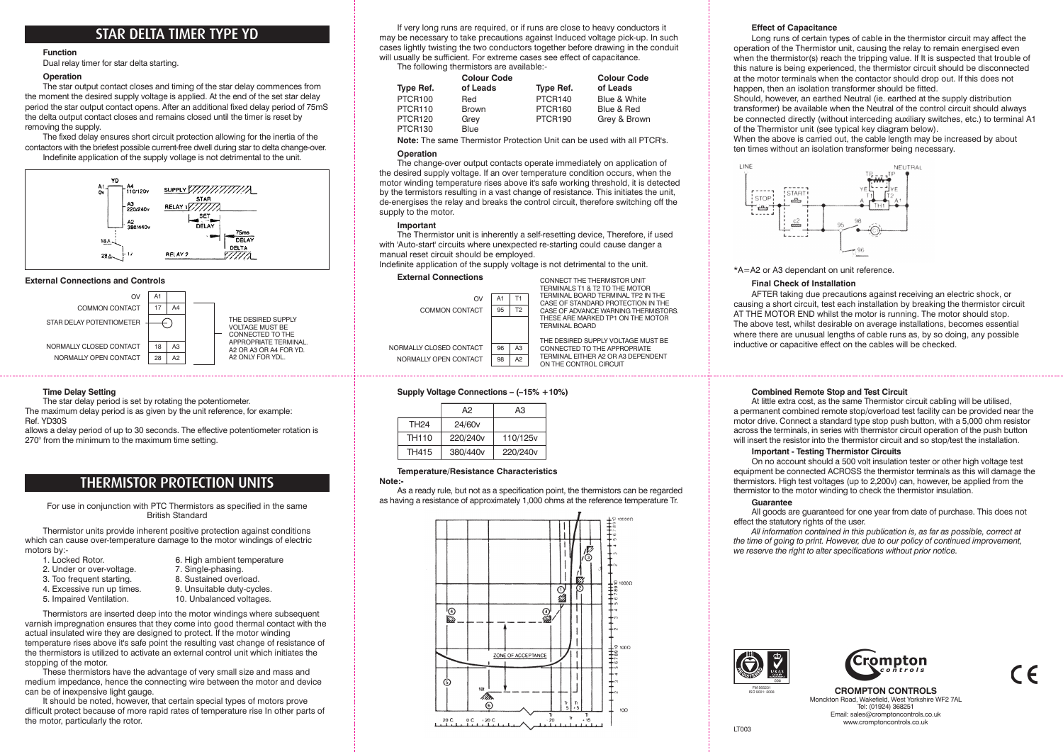# STAR DELTA TIMER TYPE YD

**Function**

Dual relay timer for star delta starting.

**Operation**

The star output contact closes and timing of the star delay commences from the moment the desired supply voltage is applied. At the end of the set star delay period the star output contact opens. After an additional fixed delay period of 75mS the delta output contact closes and remains closed until the timer is reset by removing the supply.

The fixed delay ensures short circuit protection allowing for the inertia of the contactors with the briefest possible current-free dwell during star to delta change-over.

Indefinite application of the supply voltage is not detrimental to the unit.

YD
A1 0v
A4 110/120v
A3 220/240v
A2 380/440v
18 λ
28 Δ
SUPPLY
STAR
RELAY 1
SET DELAY
75ms DELAY
DELTA
RELAY 2

**External Connections and Controls**

| | | |
|---|---|---|
| OV | A1 | |
| COMMON CONTACT | 17 | A4 |
| STAR DELAY POTENTIOMETER | | |
| NORMALLY CLOSED CONTACT | 18 | A3 |
| NORMALLY OPEN CONTACT | 28 | A2 |

THE DESIRED SUPPLY VOLTAGE MUST BE CONNECTED TO THE APPROPRIATE TERMINAL. A2 OR A3 OR A4 FOR YD. A2 ONLY FOR YDL.

**Time Delay Setting**

The star delay period is set by rotating the potentiometer.
The maximum delay period is as given by the unit reference, for example:
Ref. YD30S
allows a delay period of up to 30 seconds. The effective potentiometer rotation is 270° from the minimum to the maximum time setting.

# THERMISTOR PROTECTION UNITS

For use in conjunction with PTC Thermistors as specified in the same British Standard

Thermistor units provide inherent positive protection against conditions which can cause over-temperature damage to the motor windings of electric motors by:-

1. Locked Rotor.
2. Under or over-voltage.
3. Too frequent starting.
4. Excessive run up times.
5. Impaired Ventilation.
6. High ambient temperature
7. Single-phasing.
8. Sustained overload.
9. Unsuitable duty-cycles.
10. Unbalanced voltages.

Thermistors are inserted deep into the motor windings where subsequent varnish impregnation ensures that they come into good thermal contact with the actual insulated wire they are designed to protect. If the motor winding temperature rises above it's safe point the resulting vast change of resistance of the thermistors is utilized to activate an external control unit which initiates the stopping of the motor.

These thermistors have the advantage of very small size and mass and medium impedance, hence the connecting wire between the motor and device can be of inexpensive light gauge.

It should be noted, however, that certain special types of motors prove difficult protect because of more rapid rates of temperature rise In other parts of the motor, particularly the rotor.

If very long runs are required, or if runs are close to heavy conductors it may be necessary to take precautions against Induced voltage pick-up. In such cases lightly twisting the two conductors together before drawing in the conduit will usually be sufficient. For extreme cases see effect of capacitance.

The following thermistors are available:-

| Type Ref. | Colour Code of Leads | Type Ref. | Colour Code of Leads |
|---|---|---|---|
| PTCR100 | Red | PTCR140 | Blue & White |
| PTCR110 | Brown | PTCR160 | Blue & Red |
| PTCR120 | Grey | PTCR190 | Grey & Brown |
| PTCR130 | Blue | | |

**Note:** The same Thermistor Protection Unit can be used with all PTCR's.

**Operation**

The change-over output contacts operate immediately on application of the desired supply voltage. If an over temperature condition occurs, when the motor winding temperature rises above it's safe working threshold, it is detected by the termistors resulting in a vast change of resistance. This initiates the unit, de-energises the relay and breaks the control circuit, therefore switching off the supply to the motor.

**Important**

The Thermistor unit is inherently a self-resetting device, Therefore, if used with 'Auto-start' circuits where unexpected re-starting could cause danger a manual reset circuit should be employed.

Indefinite application of the supply voltage is not detrimental to the unit.

**External Connections**

| | | |
|---|---|---|
| OV | A1 | T1 |
| COMMON CONTACT | 95 | T2 |
| NORMALLY CLOSED CONTACT | 96 | A3 |
| NORMALLY OPEN CONTACT | 98 | A2 |

CONNECT THE THERMISTOR UNIT TERMINALS T1 & T2 TO THE MOTOR TERMINAL BOARD TERMINAL TP2 IN THE CASE OF STANDARD PROTECTION IN THE CASE OF ADVANCE WARNING THERMISTORS. THESE ARE MARKED TP1 ON THE MOTOR TERMINAL BOARD

THE DESIRED SUPPLY VOLTAGE MUST BE CONNECTED TO THE APPROPRIATE TERMINAL EITHER A2 OR A3 DEPENDENT ON THE CONTROL CIRCUIT

**Supply Voltage Connections – (–15% +10%)**

| | A2 | A3 |
|---|---|---|
| TH24 | 24/60v | |
| TH110 | 220/240v | 110/125v |
| TH415 | 380/440v | 220/240v |

**Temperature/Resistance Characteristics**

**Note:-**

As a ready rule, but not as a specification point, the thermistors can be regarded as having a resistance of approximately 1,000 ohms at the reference temperature Tr.

10000Ω
1000Ω
100Ω
10Ω
ZONE OF ACCEPTANCE
1 2 3 4 5 6
-20 C
0 C
+20 C
Tr -5
Tr +5
Tr -20
Tr
Tr +15

**Effect of Capacitance**

Long runs of certain types of cable in the thermistor circuit may affect the operation of the Thermistor unit, causing the relay to remain energised even when the thermistor(s) reach the tripping value. If It is suspected that trouble of this nature is being experienced, the thermistor circuit should be disconnected at the motor terminals when the contactor should drop out. If this does not happen, then an isolation transformer should be fitted.

Should, however, an earthed Neutral (ie. earthed at the supply distribution transformer) be available when the Neutral of the control circuit should always be connected directly (without interceding auxiliary switches, etc.) to terminal A1 of the Thermistor unit (see typical key diagram below).

When the above is carried out, the cable length may be increased by about ten times without an isolation transformer being necessary.

LINE
NEUTRAL
STOP
START
c2
TP TP
YE YE
T1 T2
A TH1 A1
95 98
96

*A=A2 or A3 dependant on unit reference.

**Final Check of Installation**

AFTER taking due precautions against receiving an electric shock, or causing a short circuit, test each installation by breaking the thermistor circuit AT THE MOTOR END whilst the motor is running. The motor should stop. The above test, whilst desirable on average installations, becomes essential where there are unusual lengths of cable runs as, by so doing, any possible inductive or capacitive effect on the cables will be checked.

**Combined Remote Stop and Test Circuit**

At little extra cost, as the same Thermistor circuit cabling will be utilised, a permanent combined remote stop/overload test facility can be provided near the motor drive. Connect a standard type stop push button, with a 5,000 ohm resistor across the terminals, in series with thermistor circuit operation of the push button will insert the resistor into the thermistor circuit and so stop/test the installation.

**Important - Testing Thermistor Circuits**

On no account should a 500 volt insulation tester or other high voltage test equipment be connected ACROSS the thermistor terminals as this will damage the thermistors. High test voltages (up to 2,200v) can, however, be applied from the thermistor to the motor winding to check the thermistor insulation.

**Guarantee**

All goods are guaranteed for one year from date of purchase. This does not effect the statutory rights of the user.

*All information contained in this publication is, as far as possible, correct at the time of going to print. However, due to our policy of continued improvement, we reserve the right to alter specifications without prior notice.*

FM 565231 ISO 9001: 2008

**CROMPTON CONTROLS**
Monckton Road, Wakefield, West Yorkshire WF2 7AL
Tel: (01924) 368251
Email: sales@cromptoncontrols.co.uk
www.cromptoncontrols.co.uk

LT003